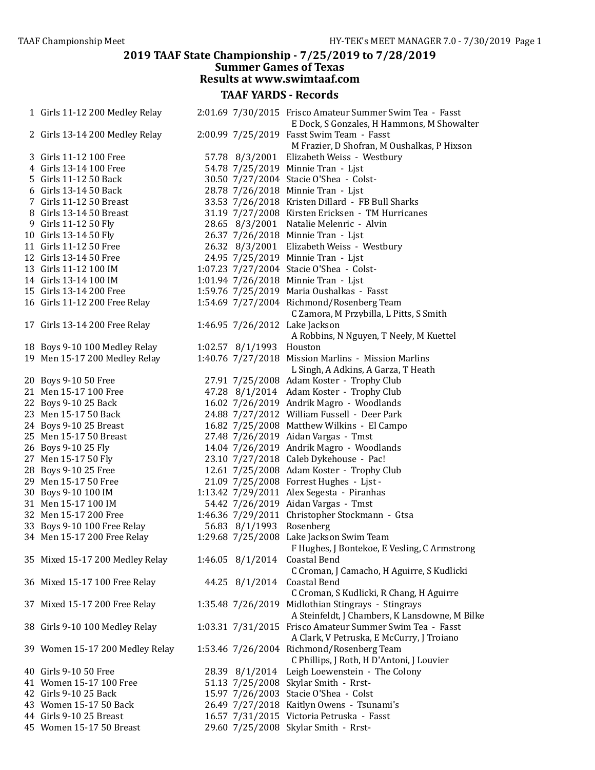## 2019 TAAF State Championship - 7/25/2019 to 7/28/2019
## Summer Games of Texas
## Results at www.swimtaaf.com

### TAAF YARDS - Records

| # | Event | Time | Date | Holder |
|---|---|---|---|---|
| 1 | Girls 11-12 200 Medley Relay | 2:01.69 | 7/30/2015 | Frisco Amateur Summer Swim Tea - Fasst<br>E Dock, S Gonzales, H Hammons, M Showalter |
| 2 | Girls 13-14 200 Medley Relay | 2:00.99 | 7/25/2019 | Fasst Swim Team - Fasst<br>M Frazier, D Shofran, M Oushalkas, P Hixson |
| 3 | Girls 11-12 100 Free | 57.78 | 8/3/2001 | Elizabeth Weiss - Westbury |
| 4 | Girls 13-14 100 Free | 54.78 | 7/25/2019 | Minnie Tran - Ljst |
| 5 | Girls 11-12 50 Back | 30.50 | 7/27/2004 | Stacie O'Shea - Colst- |
| 6 | Girls 13-14 50 Back | 28.78 | 7/26/2018 | Minnie Tran - Ljst |
| 7 | Girls 11-12 50 Breast | 33.53 | 7/26/2018 | Kristen Dillard - FB Bull Sharks |
| 8 | Girls 13-14 50 Breast | 31.19 | 7/27/2008 | Kirsten Ericksen - TM Hurricanes |
| 9 | Girls 11-12 50 Fly | 28.65 | 8/3/2001 | Natalie Melenric - Alvin |
| 10 | Girls 13-14 50 Fly | 26.37 | 7/26/2018 | Minnie Tran - Ljst |
| 11 | Girls 11-12 50 Free | 26.32 | 8/3/2001 | Elizabeth Weiss - Westbury |
| 12 | Girls 13-14 50 Free | 24.95 | 7/25/2019 | Minnie Tran - Ljst |
| 13 | Girls 11-12 100 IM | 1:07.23 | 7/27/2004 | Stacie O'Shea - Colst- |
| 14 | Girls 13-14 100 IM | 1:01.94 | 7/26/2018 | Minnie Tran - Ljst |
| 15 | Girls 13-14 200 Free | 1:59.76 | 7/25/2019 | Maria Oushalkas - Fasst |
| 16 | Girls 11-12 200 Free Relay | 1:54.69 | 7/27/2004 | Richmond/Rosenberg Team<br>C Zamora, M Przybilla, L Pitts, S Smith |
| 17 | Girls 13-14 200 Free Relay | 1:46.95 | 7/26/2012 | Lake Jackson<br>A Robbins, N Nguyen, T Neely, M Kuettel |
| 18 | Boys 9-10 100 Medley Relay | 1:02.57 | 8/1/1993 | Houston |
| 19 | Men 15-17 200 Medley Relay | 1:40.76 | 7/27/2018 | Mission Marlins - Mission Marlins<br>L Singh, A Adkins, A Garza, T Heath |
| 20 | Boys 9-10 50 Free | 27.91 | 7/25/2008 | Adam Koster - Trophy Club |
| 21 | Men 15-17 100 Free | 47.28 | 8/1/2014 | Adam Koster - Trophy Club |
| 22 | Boys 9-10 25 Back | 16.02 | 7/26/2019 | Andrik Magro - Woodlands |
| 23 | Men 15-17 50 Back | 24.88 | 7/27/2012 | William Fussell - Deer Park |
| 24 | Boys 9-10 25 Breast | 16.82 | 7/25/2008 | Matthew Wilkins - El Campo |
| 25 | Men 15-17 50 Breast | 27.48 | 7/26/2019 | Aidan Vargas - Tmst |
| 26 | Boys 9-10 25 Fly | 14.04 | 7/26/2019 | Andrik Magro - Woodlands |
| 27 | Men 15-17 50 Fly | 23.10 | 7/27/2018 | Caleb Dykehouse - Pac! |
| 28 | Boys 9-10 25 Free | 12.61 | 7/25/2008 | Adam Koster - Trophy Club |
| 29 | Men 15-17 50 Free | 21.09 | 7/25/2008 | Forrest Hughes - Ljst - |
| 30 | Boys 9-10 100 IM | 1:13.42 | 7/29/2011 | Alex Segesta - Piranhas |
| 31 | Men 15-17 100 IM | 54.42 | 7/26/2019 | Aidan Vargas - Tmst |
| 32 | Men 15-17 200 Free | 1:46.36 | 7/29/2011 | Christopher Stockmann - Gtsa |
| 33 | Boys 9-10 100 Free Relay | 56.83 | 8/1/1993 | Rosenberg |
| 34 | Men 15-17 200 Free Relay | 1:29.68 | 7/25/2008 | Lake Jackson Swim Team<br>F Hughes, J Bontekoe, E Vesling, C Armstrong |
| 35 | Mixed 15-17 200 Medley Relay | 1:46.05 | 8/1/2014 | Coastal Bend<br>C Croman, J Camacho, H Aguirre, S Kudlicki |
| 36 | Mixed 15-17 100 Free Relay | 44.25 | 8/1/2014 | Coastal Bend<br>C Croman, S Kudlicki, R Chang, H Aguirre |
| 37 | Mixed 15-17 200 Free Relay | 1:35.48 | 7/26/2019 | Midlothian Stingrays - Stingrays<br>A Steinfeldt, J Chambers, K Lansdowne, M Bilke |
| 38 | Girls 9-10 100 Medley Relay | 1:03.31 | 7/31/2015 | Frisco Amateur Summer Swim Tea - Fasst<br>A Clark, V Petruska, E McCurry, J Troiano |
| 39 | Women 15-17 200 Medley Relay | 1:53.46 | 7/26/2004 | Richmond/Rosenberg Team<br>C Phillips, J Roth, H D'Antoni, J Louvier |
| 40 | Girls 9-10 50 Free | 28.39 | 8/1/2014 | Leigh Loewenstein - The Colony |
| 41 | Women 15-17 100 Free | 51.13 | 7/25/2008 | Skylar Smith - Rrst- |
| 42 | Girls 9-10 25 Back | 15.97 | 7/26/2003 | Stacie O'Shea - Colst |
| 43 | Women 15-17 50 Back | 26.49 | 7/27/2018 | Kaitlyn Owens - Tsunami's |
| 44 | Girls 9-10 25 Breast | 16.57 | 7/31/2015 | Victoria Petruska - Fasst |
| 45 | Women 15-17 50 Breast | 29.60 | 7/25/2008 | Skylar Smith - Rrst- |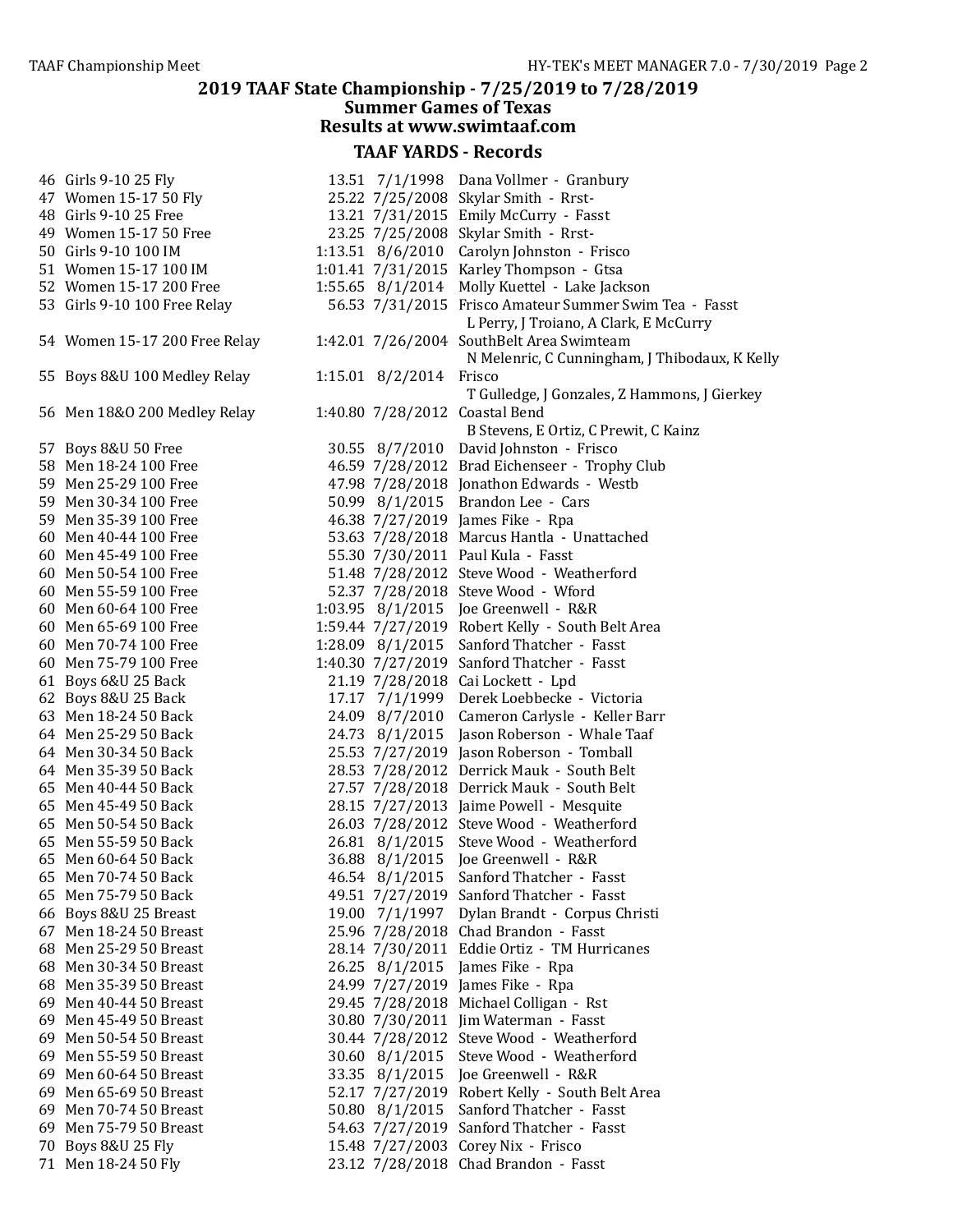## 2019 TAAF State Championship - 7/25/2019 to 7/28/2019
### Summer Games of Texas
### Results at www.swimtaaf.com

## TAAF YARDS - Records

| # | Event | Time | Date | Name / Team |
|---|---|---|---|---|
| 46 | Girls 9-10 25 Fly | 13.51 | 7/1/1998 | Dana Vollmer - Granbury |
| 47 | Women 15-17 50 Fly | 25.22 | 7/25/2008 | Skylar Smith - Rrst- |
| 48 | Girls 9-10 25 Free | 13.21 | 7/31/2015 | Emily McCurry - Fasst |
| 49 | Women 15-17 50 Free | 23.25 | 7/25/2008 | Skylar Smith - Rrst- |
| 50 | Girls 9-10 100 IM | 1:13.51 | 8/6/2010 | Carolyn Johnston - Frisco |
| 51 | Women 15-17 100 IM | 1:01.41 | 7/31/2015 | Karley Thompson - Gtsa |
| 52 | Women 15-17 200 Free | 1:55.65 | 8/1/2014 | Molly Kuettel - Lake Jackson |
| 53 | Girls 9-10 100 Free Relay | 56.53 | 7/31/2015 | Frisco Amateur Summer Swim Tea - Fasst<br>L Perry, J Troiano, A Clark, E McCurry |
| 54 | Women 15-17 200 Free Relay | 1:42.01 | 7/26/2004 | SouthBelt Area Swimteam<br>N Melenric, C Cunningham, J Thibodaux, K Kelly |
| 55 | Boys 8&U 100 Medley Relay | 1:15.01 | 8/2/2014 | Frisco<br>T Gulledge, J Gonzales, Z Hammons, J Gierkey |
| 56 | Men 18&O 200 Medley Relay | 1:40.80 | 7/28/2012 | Coastal Bend<br>B Stevens, E Ortiz, C Prewit, C Kainz |
| 57 | Boys 8&U 50 Free | 30.55 | 8/7/2010 | David Johnston - Frisco |
| 58 | Men 18-24 100 Free | 46.59 | 7/28/2012 | Brad Eichenseer - Trophy Club |
| 59 | Men 25-29 100 Free | 47.98 | 7/28/2018 | Jonathon Edwards - Westb |
| 59 | Men 30-34 100 Free | 50.99 | 8/1/2015 | Brandon Lee - Cars |
| 59 | Men 35-39 100 Free | 46.38 | 7/27/2019 | James Fike - Rpa |
| 60 | Men 40-44 100 Free | 53.63 | 7/28/2018 | Marcus Hantla - Unattached |
| 60 | Men 45-49 100 Free | 55.30 | 7/30/2011 | Paul Kula - Fasst |
| 60 | Men 50-54 100 Free | 51.48 | 7/28/2012 | Steve Wood - Weatherford |
| 60 | Men 55-59 100 Free | 52.37 | 7/28/2018 | Steve Wood - Wford |
| 60 | Men 60-64 100 Free | 1:03.95 | 8/1/2015 | Joe Greenwell - R&R |
| 60 | Men 65-69 100 Free | 1:59.44 | 7/27/2019 | Robert Kelly - South Belt Area |
| 60 | Men 70-74 100 Free | 1:28.09 | 8/1/2015 | Sanford Thatcher - Fasst |
| 60 | Men 75-79 100 Free | 1:40.30 | 7/27/2019 | Sanford Thatcher - Fasst |
| 61 | Boys 6&U 25 Back | 21.19 | 7/28/2018 | Cai Lockett - Lpd |
| 62 | Boys 8&U 25 Back | 17.17 | 7/1/1999 | Derek Loebbecke - Victoria |
| 63 | Men 18-24 50 Back | 24.09 | 8/7/2010 | Cameron Carlysle - Keller Barr |
| 64 | Men 25-29 50 Back | 24.73 | 8/1/2015 | Jason Roberson - Whale Taaf |
| 64 | Men 30-34 50 Back | 25.53 | 7/27/2019 | Jason Roberson - Tomball |
| 64 | Men 35-39 50 Back | 28.53 | 7/28/2012 | Derrick Mauk - South Belt |
| 65 | Men 40-44 50 Back | 27.57 | 7/28/2018 | Derrick Mauk - South Belt |
| 65 | Men 45-49 50 Back | 28.15 | 7/27/2013 | Jaime Powell - Mesquite |
| 65 | Men 50-54 50 Back | 26.03 | 7/28/2012 | Steve Wood - Weatherford |
| 65 | Men 55-59 50 Back | 26.81 | 8/1/2015 | Steve Wood - Weatherford |
| 65 | Men 60-64 50 Back | 36.88 | 8/1/2015 | Joe Greenwell - R&R |
| 65 | Men 70-74 50 Back | 46.54 | 8/1/2015 | Sanford Thatcher - Fasst |
| 65 | Men 75-79 50 Back | 49.51 | 7/27/2019 | Sanford Thatcher - Fasst |
| 66 | Boys 8&U 25 Breast | 19.00 | 7/1/1997 | Dylan Brandt - Corpus Christi |
| 67 | Men 18-24 50 Breast | 25.96 | 7/28/2018 | Chad Brandon - Fasst |
| 68 | Men 25-29 50 Breast | 28.14 | 7/30/2011 | Eddie Ortiz - TM Hurricanes |
| 68 | Men 30-34 50 Breast | 26.25 | 8/1/2015 | James Fike - Rpa |
| 68 | Men 35-39 50 Breast | 24.99 | 7/27/2019 | James Fike - Rpa |
| 69 | Men 40-44 50 Breast | 29.45 | 7/28/2018 | Michael Colligan - Rst |
| 69 | Men 45-49 50 Breast | 30.80 | 7/30/2011 | Jim Waterman - Fasst |
| 69 | Men 50-54 50 Breast | 30.44 | 7/28/2012 | Steve Wood - Weatherford |
| 69 | Men 55-59 50 Breast | 30.60 | 8/1/2015 | Steve Wood - Weatherford |
| 69 | Men 60-64 50 Breast | 33.35 | 8/1/2015 | Joe Greenwell - R&R |
| 69 | Men 65-69 50 Breast | 52.17 | 7/27/2019 | Robert Kelly - South Belt Area |
| 69 | Men 70-74 50 Breast | 50.80 | 8/1/2015 | Sanford Thatcher - Fasst |
| 69 | Men 75-79 50 Breast | 54.63 | 7/27/2019 | Sanford Thatcher - Fasst |
| 70 | Boys 8&U 25 Fly | 15.48 | 7/27/2003 | Corey Nix - Frisco |
| 71 | Men 18-24 50 Fly | 23.12 | 7/28/2018 | Chad Brandon - Fasst |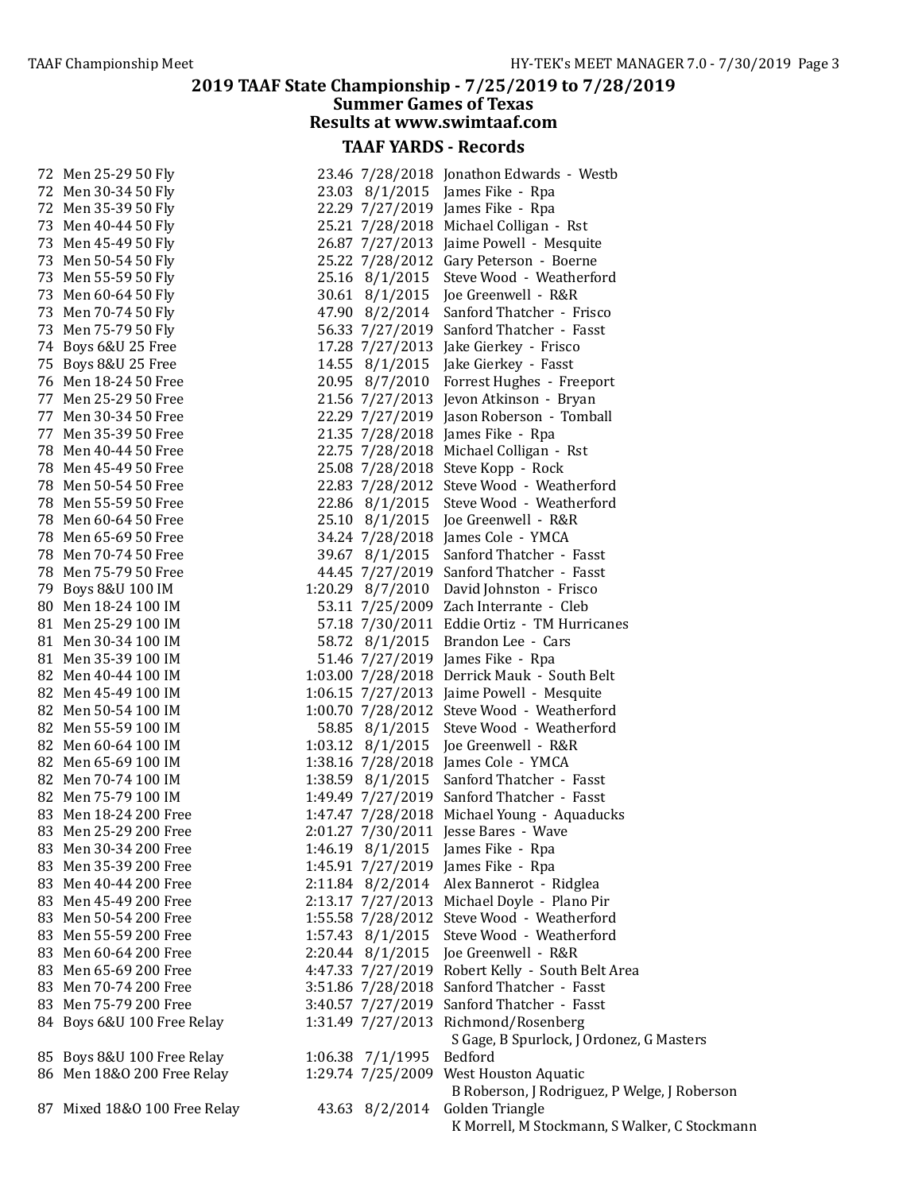## 2019 TAAF State Championship - 7/25/2019 to 7/28/2019
### Summer Games of Texas
### Results at www.swimtaaf.com

## TAAF YARDS - Records

| # | Event | Time | Date | Record Holder |
|---|---|---|---|---|
| 72 | Men 25-29 50 Fly | 23.46 | 7/28/2018 | Jonathon Edwards - Westb |
| 72 | Men 30-34 50 Fly | 23.03 | 8/1/2015 | James Fike - Rpa |
| 72 | Men 35-39 50 Fly | 22.29 | 7/27/2019 | James Fike - Rpa |
| 73 | Men 40-44 50 Fly | 25.21 | 7/28/2018 | Michael Colligan - Rst |
| 73 | Men 45-49 50 Fly | 26.87 | 7/27/2013 | Jaime Powell - Mesquite |
| 73 | Men 50-54 50 Fly | 25.22 | 7/28/2012 | Gary Peterson - Boerne |
| 73 | Men 55-59 50 Fly | 25.16 | 8/1/2015 | Steve Wood - Weatherford |
| 73 | Men 60-64 50 Fly | 30.61 | 8/1/2015 | Joe Greenwell - R&R |
| 73 | Men 70-74 50 Fly | 47.90 | 8/2/2014 | Sanford Thatcher - Frisco |
| 73 | Men 75-79 50 Fly | 56.33 | 7/27/2019 | Sanford Thatcher - Fasst |
| 74 | Boys 6&U 25 Free | 17.28 | 7/27/2013 | Jake Gierkey - Frisco |
| 75 | Boys 8&U 25 Free | 14.55 | 8/1/2015 | Jake Gierkey - Fasst |
| 76 | Men 18-24 50 Free | 20.95 | 8/7/2010 | Forrest Hughes - Freeport |
| 77 | Men 25-29 50 Free | 21.56 | 7/27/2013 | Jevon Atkinson - Bryan |
| 77 | Men 30-34 50 Free | 22.29 | 7/27/2019 | Jason Roberson - Tomball |
| 77 | Men 35-39 50 Free | 21.35 | 7/28/2018 | James Fike - Rpa |
| 78 | Men 40-44 50 Free | 22.75 | 7/28/2018 | Michael Colligan - Rst |
| 78 | Men 45-49 50 Free | 25.08 | 7/28/2018 | Steve Kopp - Rock |
| 78 | Men 50-54 50 Free | 22.83 | 7/28/2012 | Steve Wood - Weatherford |
| 78 | Men 55-59 50 Free | 22.86 | 8/1/2015 | Steve Wood - Weatherford |
| 78 | Men 60-64 50 Free | 25.10 | 8/1/2015 | Joe Greenwell - R&R |
| 78 | Men 65-69 50 Free | 34.24 | 7/28/2018 | James Cole - YMCA |
| 78 | Men 70-74 50 Free | 39.67 | 8/1/2015 | Sanford Thatcher - Fasst |
| 78 | Men 75-79 50 Free | 44.45 | 7/27/2019 | Sanford Thatcher - Fasst |
| 79 | Boys 8&U 100 IM | 1:20.29 | 8/7/2010 | David Johnston - Frisco |
| 80 | Men 18-24 100 IM | 53.11 | 7/25/2009 | Zach Interrante - Cleb |
| 81 | Men 25-29 100 IM | 57.18 | 7/30/2011 | Eddie Ortiz - TM Hurricanes |
| 81 | Men 30-34 100 IM | 58.72 | 8/1/2015 | Brandon Lee - Cars |
| 81 | Men 35-39 100 IM | 51.46 | 7/27/2019 | James Fike - Rpa |
| 82 | Men 40-44 100 IM | 1:03.00 | 7/28/2018 | Derrick Mauk - South Belt |
| 82 | Men 45-49 100 IM | 1:06.15 | 7/27/2013 | Jaime Powell - Mesquite |
| 82 | Men 50-54 100 IM | 1:00.70 | 7/28/2012 | Steve Wood - Weatherford |
| 82 | Men 55-59 100 IM | 58.85 | 8/1/2015 | Steve Wood - Weatherford |
| 82 | Men 60-64 100 IM | 1:03.12 | 8/1/2015 | Joe Greenwell - R&R |
| 82 | Men 65-69 100 IM | 1:38.16 | 7/28/2018 | James Cole - YMCA |
| 82 | Men 70-74 100 IM | 1:38.59 | 8/1/2015 | Sanford Thatcher - Fasst |
| 82 | Men 75-79 100 IM | 1:49.49 | 7/27/2019 | Sanford Thatcher - Fasst |
| 83 | Men 18-24 200 Free | 1:47.47 | 7/28/2018 | Michael Young - Aquaducks |
| 83 | Men 25-29 200 Free | 2:01.27 | 7/30/2011 | Jesse Bares - Wave |
| 83 | Men 30-34 200 Free | 1:46.19 | 8/1/2015 | James Fike - Rpa |
| 83 | Men 35-39 200 Free | 1:45.91 | 7/27/2019 | James Fike - Rpa |
| 83 | Men 40-44 200 Free | 2:11.84 | 8/2/2014 | Alex Bannerot - Ridglea |
| 83 | Men 45-49 200 Free | 2:13.17 | 7/27/2013 | Michael Doyle - Plano Pir |
| 83 | Men 50-54 200 Free | 1:55.58 | 7/28/2012 | Steve Wood - Weatherford |
| 83 | Men 55-59 200 Free | 1:57.43 | 8/1/2015 | Steve Wood - Weatherford |
| 83 | Men 60-64 200 Free | 2:20.44 | 8/1/2015 | Joe Greenwell - R&R |
| 83 | Men 65-69 200 Free | 4:47.33 | 7/27/2019 | Robert Kelly - South Belt Area |
| 83 | Men 70-74 200 Free | 3:51.86 | 7/28/2018 | Sanford Thatcher - Fasst |
| 83 | Men 75-79 200 Free | 3:40.57 | 7/27/2019 | Sanford Thatcher - Fasst |
| 84 | Boys 6&U 100 Free Relay | 1:31.49 | 7/27/2013 | Richmond/Rosenberg<br>S Gage, B Spurlock, J Ordonez, G Masters |
| 85 | Boys 8&U 100 Free Relay | 1:06.38 | 7/1/1995 | Bedford |
| 86 | Men 18&O 200 Free Relay | 1:29.74 | 7/25/2009 | West Houston Aquatic<br>B Roberson, J Rodriguez, P Welge, J Roberson |
| 87 | Mixed 18&O 100 Free Relay | 43.63 | 8/2/2014 | Golden Triangle<br>K Morrell, M Stockmann, S Walker, C Stockmann |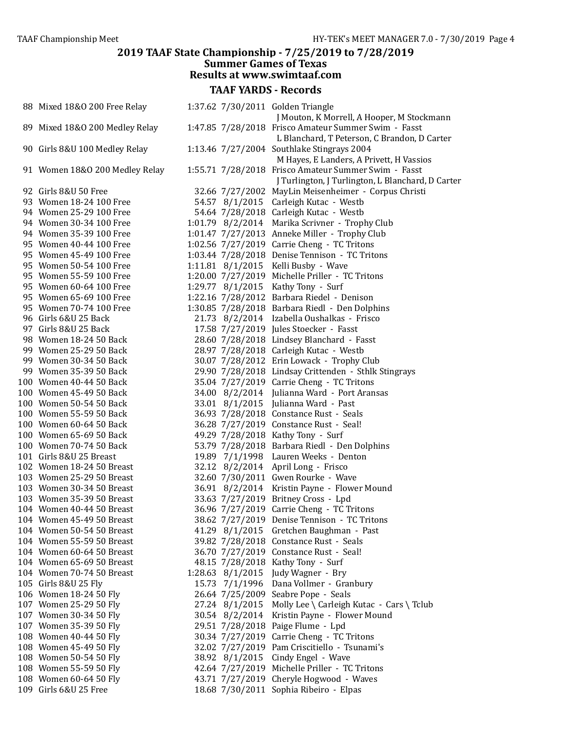## 2019 TAAF State Championship - 7/25/2019 to 7/28/2019
### Summer Games of Texas
### Results at www.swimtaaf.com

### TAAF YARDS - Records

| # | Event | Time | Date | Name / Team |
|---|---|---|---|---|
| 88 | Mixed 18&O 200 Free Relay | 1:37.62 | 7/30/2011 | Golden Triangle<br>J Mouton, K Morrell, A Hooper, M Stockmann |
| 89 | Mixed 18&O 200 Medley Relay | 1:47.85 | 7/28/2018 | Frisco Amateur Summer Swim - Fasst<br>L Blanchard, T Peterson, C Brandon, D Carter |
| 90 | Girls 8&U 100 Medley Relay | 1:13.46 | 7/27/2004 | Southlake Stingrays 2004<br>M Hayes, E Landers, A Privett, H Vassios |
| 91 | Women 18&O 200 Medley Relay | 1:55.71 | 7/28/2018 | Frisco Amateur Summer Swim - Fasst<br>J Turlington, J Turlington, L Blanchard, D Carter |
| 92 | Girls 8&U 50 Free | 32.66 | 7/27/2002 | MayLin Meisenheimer - Corpus Christi |
| 93 | Women 18-24 100 Free | 54.57 | 8/1/2015 | Carleigh Kutac - Westb |
| 94 | Women 25-29 100 Free | 54.64 | 7/28/2018 | Carleigh Kutac - Westb |
| 94 | Women 30-34 100 Free | 1:01.79 | 8/2/2014 | Marika Scrivner - Trophy Club |
| 94 | Women 35-39 100 Free | 1:01.47 | 7/27/2013 | Anneke Miller - Trophy Club |
| 95 | Women 40-44 100 Free | 1:02.56 | 7/27/2019 | Carrie Cheng - TC Tritons |
| 95 | Women 45-49 100 Free | 1:03.44 | 7/28/2018 | Denise Tennison - TC Tritons |
| 95 | Women 50-54 100 Free | 1:11.81 | 8/1/2015 | Kelli Busby - Wave |
| 95 | Women 55-59 100 Free | 1:20.00 | 7/27/2019 | Michelle Priller - TC Tritons |
| 95 | Women 60-64 100 Free | 1:29.77 | 8/1/2015 | Kathy Tony - Surf |
| 95 | Women 65-69 100 Free | 1:22.16 | 7/28/2012 | Barbara Riedel - Denison |
| 95 | Women 70-74 100 Free | 1:30.85 | 7/28/2018 | Barbara Riedl - Den Dolphins |
| 96 | Girls 6&U 25 Back | 21.73 | 8/2/2014 | Izabella Oushalkas - Frisco |
| 97 | Girls 8&U 25 Back | 17.58 | 7/27/2019 | Jules Stoecker - Fasst |
| 98 | Women 18-24 50 Back | 28.60 | 7/28/2018 | Lindsey Blanchard - Fasst |
| 99 | Women 25-29 50 Back | 28.97 | 7/28/2018 | Carleigh Kutac - Westb |
| 99 | Women 30-34 50 Back | 30.07 | 7/28/2012 | Erin Lowack - Trophy Club |
| 99 | Women 35-39 50 Back | 29.90 | 7/28/2018 | Lindsay Crittenden - Sthlk Stingrays |
| 100 | Women 40-44 50 Back | 35.04 | 7/27/2019 | Carrie Cheng - TC Tritons |
| 100 | Women 45-49 50 Back | 34.00 | 8/2/2014 | Julianna Ward - Port Aransas |
| 100 | Women 50-54 50 Back | 33.01 | 8/1/2015 | Julianna Ward - Past |
| 100 | Women 55-59 50 Back | 36.93 | 7/28/2018 | Constance Rust - Seals |
| 100 | Women 60-64 50 Back | 36.28 | 7/27/2019 | Constance Rust - Seal! |
| 100 | Women 65-69 50 Back | 49.29 | 7/28/2018 | Kathy Tony - Surf |
| 100 | Women 70-74 50 Back | 53.79 | 7/28/2018 | Barbara Riedl - Den Dolphins |
| 101 | Girls 8&U 25 Breast | 19.89 | 7/1/1998 | Lauren Weeks - Denton |
| 102 | Women 18-24 50 Breast | 32.12 | 8/2/2014 | April Long - Frisco |
| 103 | Women 25-29 50 Breast | 32.60 | 7/30/2011 | Gwen Rourke - Wave |
| 103 | Women 30-34 50 Breast | 36.91 | 8/2/2014 | Kristin Payne - Flower Mound |
| 103 | Women 35-39 50 Breast | 33.63 | 7/27/2019 | Britney Cross - Lpd |
| 104 | Women 40-44 50 Breast | 36.96 | 7/27/2019 | Carrie Cheng - TC Tritons |
| 104 | Women 45-49 50 Breast | 38.62 | 7/27/2019 | Denise Tennison - TC Tritons |
| 104 | Women 50-54 50 Breast | 41.29 | 8/1/2015 | Gretchen Baughman - Past |
| 104 | Women 55-59 50 Breast | 39.82 | 7/28/2018 | Constance Rust - Seals |
| 104 | Women 60-64 50 Breast | 36.70 | 7/27/2019 | Constance Rust - Seal! |
| 104 | Women 65-69 50 Breast | 48.15 | 7/28/2018 | Kathy Tony - Surf |
| 104 | Women 70-74 50 Breast | 1:28.63 | 8/1/2015 | Judy Wagner - Bry |
| 105 | Girls 8&U 25 Fly | 15.73 | 7/1/1996 | Dana Vollmer - Granbury |
| 106 | Women 18-24 50 Fly | 26.64 | 7/25/2009 | Seabre Pope - Seals |
| 107 | Women 25-29 50 Fly | 27.24 | 8/1/2015 | Molly Lee \ Carleigh Kutac - Cars \ Tclub |
| 107 | Women 30-34 50 Fly | 30.54 | 8/2/2014 | Kristin Payne - Flower Mound |
| 107 | Women 35-39 50 Fly | 29.51 | 7/28/2018 | Paige Flume - Lpd |
| 108 | Women 40-44 50 Fly | 30.34 | 7/27/2019 | Carrie Cheng - TC Tritons |
| 108 | Women 45-49 50 Fly | 32.02 | 7/27/2019 | Pam Criscitiello - Tsunami's |
| 108 | Women 50-54 50 Fly | 38.92 | 8/1/2015 | Cindy Engel - Wave |
| 108 | Women 55-59 50 Fly | 42.64 | 7/27/2019 | Michelle Priller - TC Tritons |
| 108 | Women 60-64 50 Fly | 43.71 | 7/27/2019 | Cheryle Hogwood - Waves |
| 109 | Girls 6&U 25 Free | 18.68 | 7/30/2011 | Sophia Ribeiro - Elpas |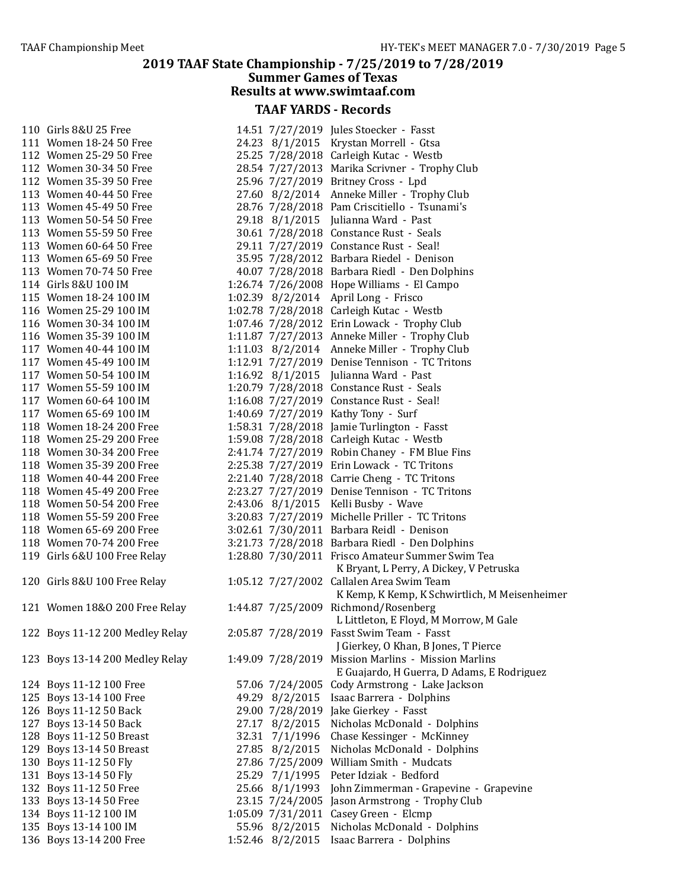# 2019 TAAF State Championship - 7/25/2019 to 7/28/2019

## Summer Games of Texas

## Results at www.swimtaaf.com

### TAAF YARDS - Records

| # | Event | Time | Date | Name - Team |
|---|---|---|---|---|
| 110 | Girls 8&U 25 Free | 14.51 | 7/27/2019 | Jules Stoecker - Fasst |
| 111 | Women 18-24 50 Free | 24.23 | 8/1/2015 | Krystan Morrell - Gtsa |
| 112 | Women 25-29 50 Free | 25.25 | 7/28/2018 | Carleigh Kutac - Westb |
| 112 | Women 30-34 50 Free | 28.54 | 7/27/2013 | Marika Scrivner - Trophy Club |
| 112 | Women 35-39 50 Free | 25.96 | 7/27/2019 | Britney Cross - Lpd |
| 113 | Women 40-44 50 Free | 27.60 | 8/2/2014 | Anneke Miller - Trophy Club |
| 113 | Women 45-49 50 Free | 28.76 | 7/28/2018 | Pam Criscitiello - Tsunami's |
| 113 | Women 50-54 50 Free | 29.18 | 8/1/2015 | Julianna Ward - Past |
| 113 | Women 55-59 50 Free | 30.61 | 7/28/2018 | Constance Rust - Seals |
| 113 | Women 60-64 50 Free | 29.11 | 7/27/2019 | Constance Rust - Seal! |
| 113 | Women 65-69 50 Free | 35.95 | 7/28/2012 | Barbara Riedel - Denison |
| 113 | Women 70-74 50 Free | 40.07 | 7/28/2018 | Barbara Riedl - Den Dolphins |
| 114 | Girls 8&U 100 IM | 1:26.74 | 7/26/2008 | Hope Williams - El Campo |
| 115 | Women 18-24 100 IM | 1:02.39 | 8/2/2014 | April Long - Frisco |
| 116 | Women 25-29 100 IM | 1:02.78 | 7/28/2018 | Carleigh Kutac - Westb |
| 116 | Women 30-34 100 IM | 1:07.46 | 7/28/2012 | Erin Lowack - Trophy Club |
| 116 | Women 35-39 100 IM | 1:11.87 | 7/27/2013 | Anneke Miller - Trophy Club |
| 117 | Women 40-44 100 IM | 1:11.03 | 8/2/2014 | Anneke Miller - Trophy Club |
| 117 | Women 45-49 100 IM | 1:12.91 | 7/27/2019 | Denise Tennison - TC Tritons |
| 117 | Women 50-54 100 IM | 1:16.92 | 8/1/2015 | Julianna Ward - Past |
| 117 | Women 55-59 100 IM | 1:20.79 | 7/28/2018 | Constance Rust - Seals |
| 117 | Women 60-64 100 IM | 1:16.08 | 7/27/2019 | Constance Rust - Seal! |
| 117 | Women 65-69 100 IM | 1:40.69 | 7/27/2019 | Kathy Tony - Surf |
| 118 | Women 18-24 200 Free | 1:58.31 | 7/28/2018 | Jamie Turlington - Fasst |
| 118 | Women 25-29 200 Free | 1:59.08 | 7/28/2018 | Carleigh Kutac - Westb |
| 118 | Women 30-34 200 Free | 2:41.74 | 7/27/2019 | Robin Chaney - FM Blue Fins |
| 118 | Women 35-39 200 Free | 2:25.38 | 7/27/2019 | Erin Lowack - TC Tritons |
| 118 | Women 40-44 200 Free | 2:21.40 | 7/28/2018 | Carrie Cheng - TC Tritons |
| 118 | Women 45-49 200 Free | 2:23.27 | 7/27/2019 | Denise Tennison - TC Tritons |
| 118 | Women 50-54 200 Free | 2:43.06 | 8/1/2015 | Kelli Busby - Wave |
| 118 | Women 55-59 200 Free | 3:20.83 | 7/27/2019 | Michelle Priller - TC Tritons |
| 118 | Women 65-69 200 Free | 3:02.61 | 7/30/2011 | Barbara Reidl - Denison |
| 118 | Women 70-74 200 Free | 3:21.73 | 7/28/2018 | Barbara Riedl - Den Dolphins |
| 119 | Girls 6&U 100 Free Relay | 1:28.80 | 7/30/2011 | Frisco Amateur Summer Swim Tea<br>K Bryant, L Perry, A Dickey, V Petruska |
| 120 | Girls 8&U 100 Free Relay | 1:05.12 | 7/27/2002 | Callalen Area Swim Team<br>K Kemp, K Kemp, K Schwirtlich, M Meisenheimer |
| 121 | Women 18&O 200 Free Relay | 1:44.87 | 7/25/2009 | Richmond/Rosenberg<br>L Littleton, E Floyd, M Morrow, M Gale |
| 122 | Boys 11-12 200 Medley Relay | 2:05.87 | 7/28/2019 | Fasst Swim Team - Fasst<br>J Gierkey, O Khan, B Jones, T Pierce |
| 123 | Boys 13-14 200 Medley Relay | 1:49.09 | 7/28/2019 | Mission Marlins - Mission Marlins<br>E Guajardo, H Guerra, D Adams, E Rodriguez |
| 124 | Boys 11-12 100 Free | 57.06 | 7/24/2005 | Cody Armstrong - Lake Jackson |
| 125 | Boys 13-14 100 Free | 49.29 | 8/2/2015 | Isaac Barrera - Dolphins |
| 126 | Boys 11-12 50 Back | 29.00 | 7/28/2019 | Jake Gierkey - Fasst |
| 127 | Boys 13-14 50 Back | 27.17 | 8/2/2015 | Nicholas McDonald - Dolphins |
| 128 | Boys 11-12 50 Breast | 32.31 | 7/1/1996 | Chase Kessinger - McKinney |
| 129 | Boys 13-14 50 Breast | 27.85 | 8/2/2015 | Nicholas McDonald - Dolphins |
| 130 | Boys 11-12 50 Fly | 27.86 | 7/25/2009 | William Smith - Mudcats |
| 131 | Boys 13-14 50 Fly | 25.29 | 7/1/1995 | Peter Idziak - Bedford |
| 132 | Boys 11-12 50 Free | 25.66 | 8/1/1993 | John Zimmerman - Grapevine - Grapevine |
| 133 | Boys 13-14 50 Free | 23.15 | 7/24/2005 | Jason Armstrong - Trophy Club |
| 134 | Boys 11-12 100 IM | 1:05.09 | 7/31/2011 | Casey Green - Elcmp |
| 135 | Boys 13-14 100 IM | 55.96 | 8/2/2015 | Nicholas McDonald - Dolphins |
| 136 | Boys 13-14 200 Free | 1:52.46 | 8/2/2015 | Isaac Barrera - Dolphins |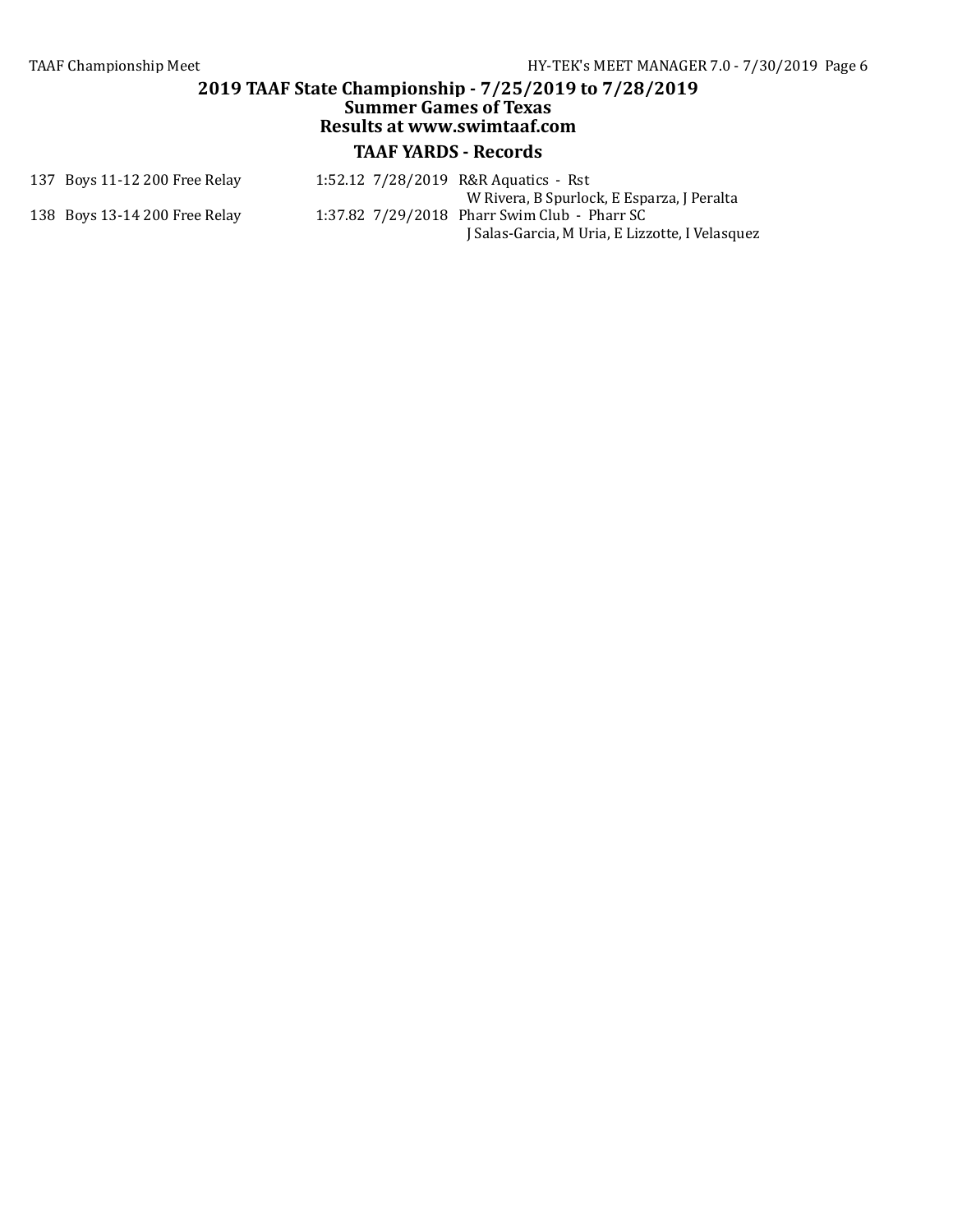## 2019 TAAF State Championship - 7/25/2019 to 7/28/2019
### Summer Games of Texas
### Results at www.swimtaaf.com

### TAAF YARDS - Records

| | | | | |
|---|---|---|---|---|
| 137 | Boys 11-12 200 Free Relay | 1:52.12 | 7/28/2019 | R&R Aquatics - Rst<br>W Rivera, B Spurlock, E Esparza, J Peralta |
| 138 | Boys 13-14 200 Free Relay | 1:37.82 | 7/29/2018 | Pharr Swim Club - Pharr SC<br>J Salas-Garcia, M Uria, E Lizzotte, I Velasquez |